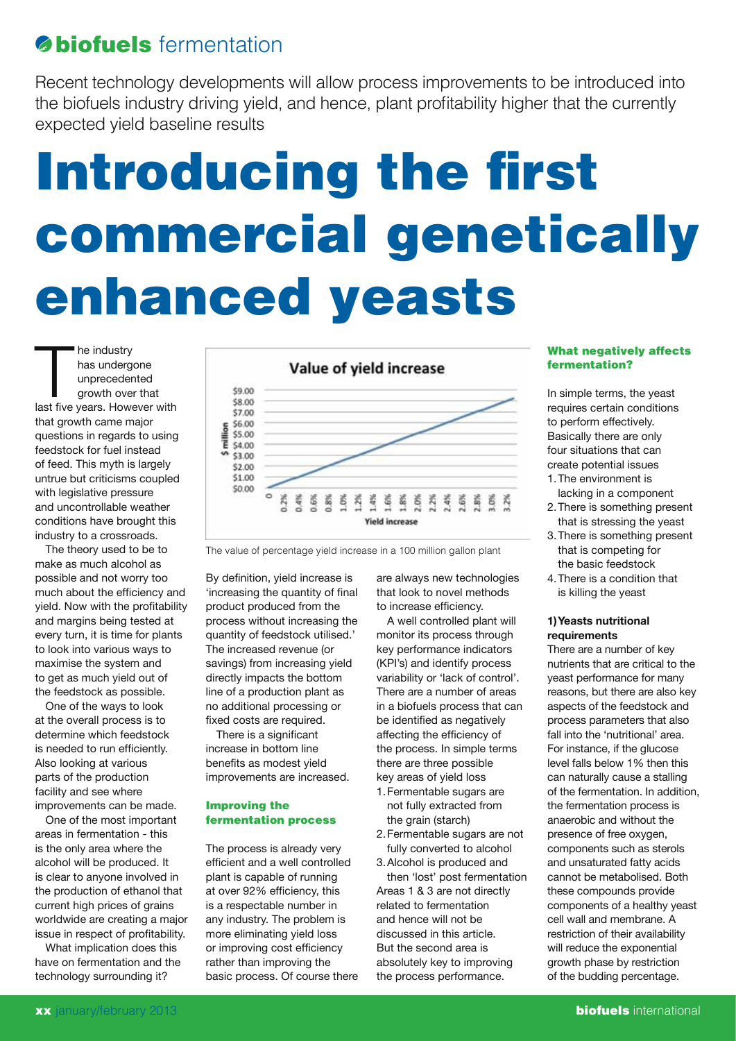biofuels fermentation

Recent technology developments will allow process improvements to be introduced into the biofuels industry driving yield, and hence, plant profitability higher that the currently expected yield baseline results

# Introducing the first commercial genetically enhanced yeasts

The industry has undergone unprecedented growth over that last five years. However with that growth came major questions in regards to using feedstock for fuel instead of feed. This myth is largely untrue but criticisms coupled with legislative pressure and uncontrollable weather conditions have brought this industry to a crossroads.

The theory used to be to make as much alcohol as possible and not worry too much about the efficiency and yield. Now with the profitability and margins being tested at every turn, it is time for plants to look into various ways to maximise the system and to get as much yield out of the feedstock as possible.

One of the ways to look at the overall process is to determine which feedstock is needed to run efficiently. Also looking at various parts of the production facility and see where improvements can be made.

One of the most important areas in fermentation - this is the only area where the alcohol will be produced. It is clear to anyone involved in the production of ethanol that current high prices of grains worldwide are creating a major issue in respect of profitability.

What implication does this have on fermentation and the technology surrounding it?

The value of percentage yield increase in a 100 million gallon plant

By definition, yield increase is 'increasing the quantity of final product produced from the process without increasing the quantity of feedstock utilised.' The increased revenue (or savings) from increasing yield directly impacts the bottom line of a production plant as no additional processing or fixed costs are required.

There is a significant increase in bottom line benefits as modest yield improvements are increased.

### Improving the fermentation process

The process is already very efficient and a well controlled plant is capable of running at over 92% efficiency, this is a respectable number in any industry. The problem is more eliminating yield loss or improving cost efficiency rather than improving the basic process. Of course there are always new technologies that look to novel methods to increase efficiency.

A well controlled plant will monitor its process through key performance indicators (KPI's) and identify process variability or 'lack of control'. There are a number of areas in a biofuels process that can be identified as negatively affecting the efficiency of the process. In simple terms there are three possible key areas of yield loss

1. Fermentable sugars are not fully extracted from the grain (starch)
2. Fermentable sugars are not fully converted to alcohol
3. Alcohol is produced and then 'lost' post fermentation

Areas 1 & 3 are not directly related to fermentation and hence will not be discussed in this article. But the second area is absolutely key to improving the process performance.

### What negatively affects fermentation?

In simple terms, the yeast requires certain conditions to perform effectively. Basically there are only four situations that can create potential issues

1. The environment is lacking in a component
2. There is something present that is stressing the yeast
3. There is something present that is competing for the basic feedstock
4. There is a condition that is killing the yeast

#### 1) Yeasts nutritional requirements

There are a number of key nutrients that are critical to the yeast performance for many reasons, but there are also key aspects of the feedstock and process parameters that also fall into the 'nutritional' area. For instance, if the glucose level falls below 1% then this can naturally cause a stalling of the fermentation. In addition, the fermentation process is anaerobic and without the presence of free oxygen, components such as sterols and unsaturated fatty acids cannot be metabolised. Both these compounds provide components of a healthy yeast cell wall and membrane. A restriction of their availability will reduce the exponential growth phase by restriction of the budding percentage.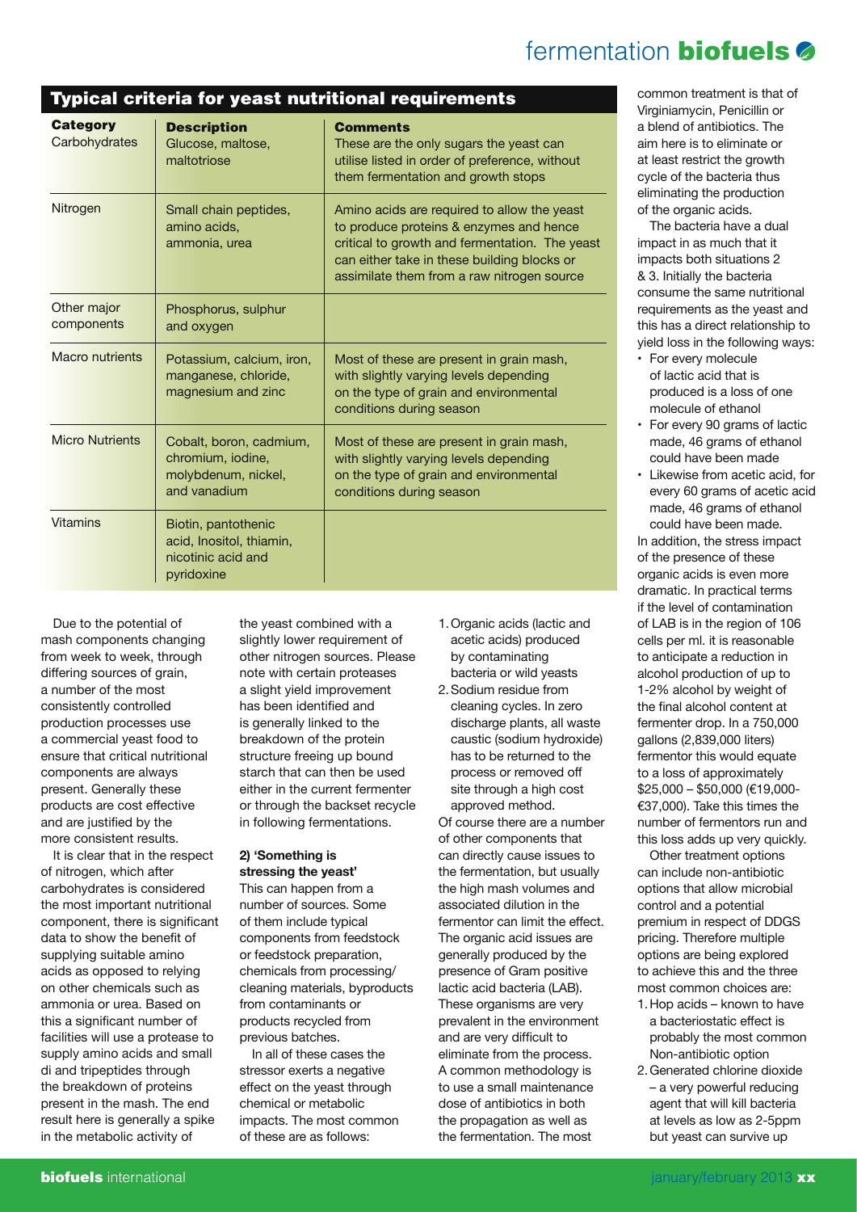## Typical criteria for yeast nutritional requirements

| Category | Description | Comments |
|---|---|---|
| Carbohydrates | Glucose, maltose, maltotriose | These are the only sugars the yeast can utilise listed in order of preference, without them fermentation and growth stops |
| Nitrogen | Small chain peptides, amino acids, ammonia, urea | Amino acids are required to allow the yeast to produce proteins & enzymes and hence critical to growth and fermentation. The yeast can either take in these building blocks or assimilate them from a raw nitrogen source |
| Other major components | Phosphorus, sulphur and oxygen | |
| Macro nutrients | Potassium, calcium, iron, manganese, chloride, magnesium and zinc | Most of these are present in grain mash, with slightly varying levels depending on the type of grain and environmental conditions during season |
| Micro Nutrients | Cobalt, boron, cadmium, chromium, iodine, molybdenum, nickel, and vanadium | Most of these are present in grain mash, with slightly varying levels depending on the type of grain and environmental conditions during season |
| Vitamins | Biotin, pantothenic acid, Inositol, thiamin, nicotinic acid and pyridoxine | |

Due to the potential of mash components changing from week to week, through differing sources of grain, a number of the most consistently controlled production processes use a commercial yeast food to ensure that critical nutritional components are always present. Generally these products are cost effective and are justified by the more consistent results.

It is clear that in the respect of nitrogen, which after carbohydrates is considered the most important nutritional component, there is significant data to show the benefit of supplying suitable amino acids as opposed to relying on other chemicals such as ammonia or urea. Based on this a significant number of facilities will use a protease to supply amino acids and small di and tripeptides through the breakdown of proteins present in the mash. The end result here is generally a spike in the metabolic activity of the yeast combined with a slightly lower requirement of other nitrogen sources. Please note with certain proteases a slight yield improvement has been identified and is generally linked to the breakdown of the protein structure freeing up bound starch that can then be used either in the current fermenter or through the backset recycle in following fermentations.

### 2) 'Something is stressing the yeast'

This can happen from a number of sources. Some of them include typical components from feedstock or feedstock preparation, chemicals from processing/cleaning materials, byproducts from contaminants or products recycled from previous batches.

In all of these cases the stressor exerts a negative effect on the yeast through chemical or metabolic impacts. The most common of these are as follows:

1. Organic acids (lactic and acetic acids) produced by contaminating bacteria or wild yeasts
2. Sodium residue from cleaning cycles. In zero discharge plants, all waste caustic (sodium hydroxide) has to be returned to the process or removed off site through a high cost approved method.

Of course there are a number of other components that can directly cause issues to the fermentation, but usually the high mash volumes and associated dilution in the fermentor can limit the effect. The organic acid issues are generally produced by the presence of Gram positive lactic acid bacteria (LAB). These organisms are very prevalent in the environment and are very difficult to eliminate from the process. A common methodology is to use a small maintenance dose of antibiotics in both the propagation as well as the fermentation. The most common treatment is that of Virginiamycin, Penicillin or a blend of antibiotics. The aim here is to eliminate or at least restrict the growth cycle of the bacteria thus eliminating the production of the organic acids.

The bacteria have a dual impact in as much that it impacts both situations 2 & 3. Initially the bacteria consume the same nutritional requirements as the yeast and this has a direct relationship to yield loss in the following ways:

- For every molecule of lactic acid that is produced is a loss of one molecule of ethanol
- For every 90 grams of lactic made, 46 grams of ethanol could have been made
- Likewise from acetic acid, for every 60 grams of acetic acid made, 46 grams of ethanol could have been made.

In addition, the stress impact of the presence of these organic acids is even more dramatic. In practical terms if the level of contamination of LAB is in the region of 106 cells per ml. it is reasonable to anticipate a reduction in alcohol production of up to 1-2% alcohol by weight of the final alcohol content at fermenter drop. In a 750,000 gallons (2,839,000 liters) fermentor this would equate to a loss of approximately $25,000 – $50,000 (€19,000-€37,000). Take this times the number of fermentors run and this loss adds up very quickly.

Other treatment options can include non-antibiotic options that allow microbial control and a potential premium in respect of DDGS pricing. Therefore multiple options are being explored to achieve this and the three most common choices are:

1. Hop acids – known to have a bacteriostatic effect is probably the most common Non-antibiotic option
2. Generated chlorine dioxide – a very powerful reducing agent that will kill bacteria at levels as low as 2-5ppm but yeast can survive up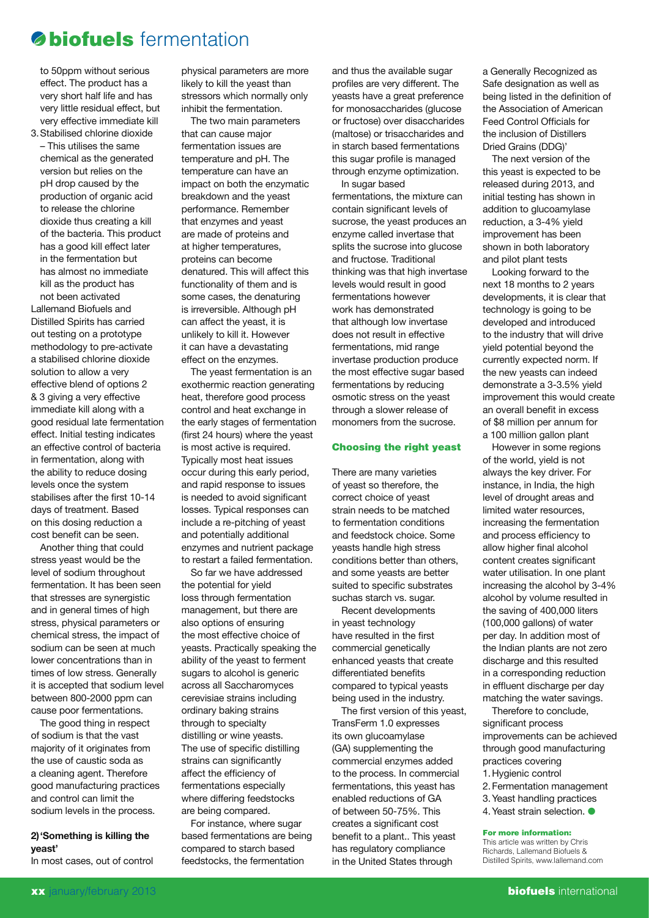to 50ppm without serious effect. The product has a very short half life and has very little residual effect, but very effective immediate kill

3. Stabilised chlorine dioxide – This utilises the same chemical as the generated version but relies on the pH drop caused by the production of organic acid to release the chlorine dioxide thus creating a kill of the bacteria. This product has a good kill effect later in the fermentation but has almost no immediate kill as the product has not been activated

Lallemand Biofuels and Distilled Spirits has carried out testing on a prototype methodology to pre-activate a stabilised chlorine dioxide solution to allow a very effective blend of options 2 & 3 giving a very effective immediate kill along with a good residual late fermentation effect. Initial testing indicates an effective control of bacteria in fermentation, along with the ability to reduce dosing levels once the system stabilises after the first 10-14 days of treatment. Based on this dosing reduction a cost benefit can be seen.

Another thing that could stress yeast would be the level of sodium throughout fermentation. It has been seen that stresses are synergistic and in general times of high stress, physical parameters or chemical stress, the impact of sodium can be seen at much lower concentrations than in times of low stress. Generally it is accepted that sodium level between 800-2000 ppm can cause poor fermentations.

The good thing in respect of sodium is that the vast majority of it originates from the use of caustic soda as a cleaning agent. Therefore good manufacturing practices and control can limit the sodium levels in the process.

**2) 'Something is killing the yeast'**

In most cases, out of control physical parameters are more likely to kill the yeast than stressors which normally only inhibit the fermentation.

The two main parameters that can cause major fermentation issues are temperature and pH. The temperature can have an impact on both the enzymatic breakdown and the yeast performance. Remember that enzymes and yeast are made of proteins and at higher temperatures, proteins can become denatured. This will affect this functionality of them and is some cases, the denaturing is irreversible. Although pH can affect the yeast, it is unlikely to kill it. However it can have a devastating effect on the enzymes.

The yeast fermentation is an exothermic reaction generating heat, therefore good process control and heat exchange in the early stages of fermentation (first 24 hours) where the yeast is most active is required. Typically most heat issues occur during this early period, and rapid response to issues is needed to avoid significant losses. Typical responses can include a re-pitching of yeast and potentially additional enzymes and nutrient package to restart a failed fermentation.

So far we have addressed the potential for yield loss through fermentation management, but there are also options of ensuring the most effective choice of yeasts. Practically speaking the ability of the yeast to ferment sugars to alcohol is generic across all Saccharomyces cerevisiae strains including ordinary baking strains through to specialty distilling or wine yeasts. The use of specific distilling strains can significantly affect the efficiency of fermentations especially where differing feedstocks are being compared.

For instance, where sugar based fermentations are being compared to starch based feedstocks, the fermentation and thus the available sugar profiles are very different. The yeasts have a great preference for monosaccharides (glucose or fructose) over disaccharides (maltose) or trisaccharides and in starch based fermentations this sugar profile is managed through enzyme optimization.

In sugar based fermentations, the mixture can contain significant levels of sucrose, the yeast produces an enzyme called invertase that splits the sucrose into glucose and fructose. Traditional thinking was that high invertase levels would result in good fermentations however work has demonstrated that although low invertase does not result in effective fermentations, mid range invertase production produce the most effective sugar based fermentations by reducing osmotic stress on the yeast through a slower release of monomers from the sucrose.

## Choosing the right yeast

There are many varieties of yeast so therefore, the correct choice of yeast strain needs to be matched to fermentation conditions and feedstock choice. Some yeasts handle high stress conditions better than others, and some yeasts are better suited to specific substrates suchas starch vs. sugar.

Recent developments in yeast technology have resulted in the first commercial genetically enhanced yeasts that create differentiated benefits compared to typical yeasts being used in the industry.

The first version of this yeast, TransFerm 1.0 expresses its own glucoamylase (GA) supplementing the commercial enzymes added to the process. In commercial fermentations, this yeast has enabled reductions of GA of between 50-75%. This creates a significant cost benefit to a plant.. This yeast has regulatory compliance in the United States through a Generally Recognized as Safe designation as well as being listed in the definition of the Association of American Feed Control Officials for the inclusion of Distillers Dried Grains (DDG)'

The next version of the this yeast is expected to be released during 2013, and initial testing has shown in addition to glucoamylase reduction, a 3-4% yield improvement has been shown in both laboratory and pilot plant tests

Looking forward to the next 18 months to 2 years developments, it is clear that technology is going to be developed and introduced to the industry that will drive yield potential beyond the currently expected norm. If the new yeasts can indeed demonstrate a 3-3.5% yield improvement this would create an overall benefit in excess of $8 million per annum for a 100 million gallon plant

However in some regions of the world, yield is not always the key driver. For instance, in India, the high level of drought areas and limited water resources, increasing the fermentation and process efficiency to allow higher final alcohol content creates significant water utilisation. In one plant increasing the alcohol by 3-4% alcohol by volume resulted in the saving of 400,000 liters (100,000 gallons) of water per day. In addition most of the Indian plants are not zero discharge and this resulted in a corresponding reduction in effluent discharge per day matching the water savings.

Therefore to conclude, significant process improvements can be achieved through good manufacturing practices covering

1. Hygienic control
2. Fermentation management
3. Yeast handling practices
4. Yeast strain selection.

**For more information:**
This article was written by Chris Richards, Lallemand Biofuels & Distilled Spirits, www.lallemand.com